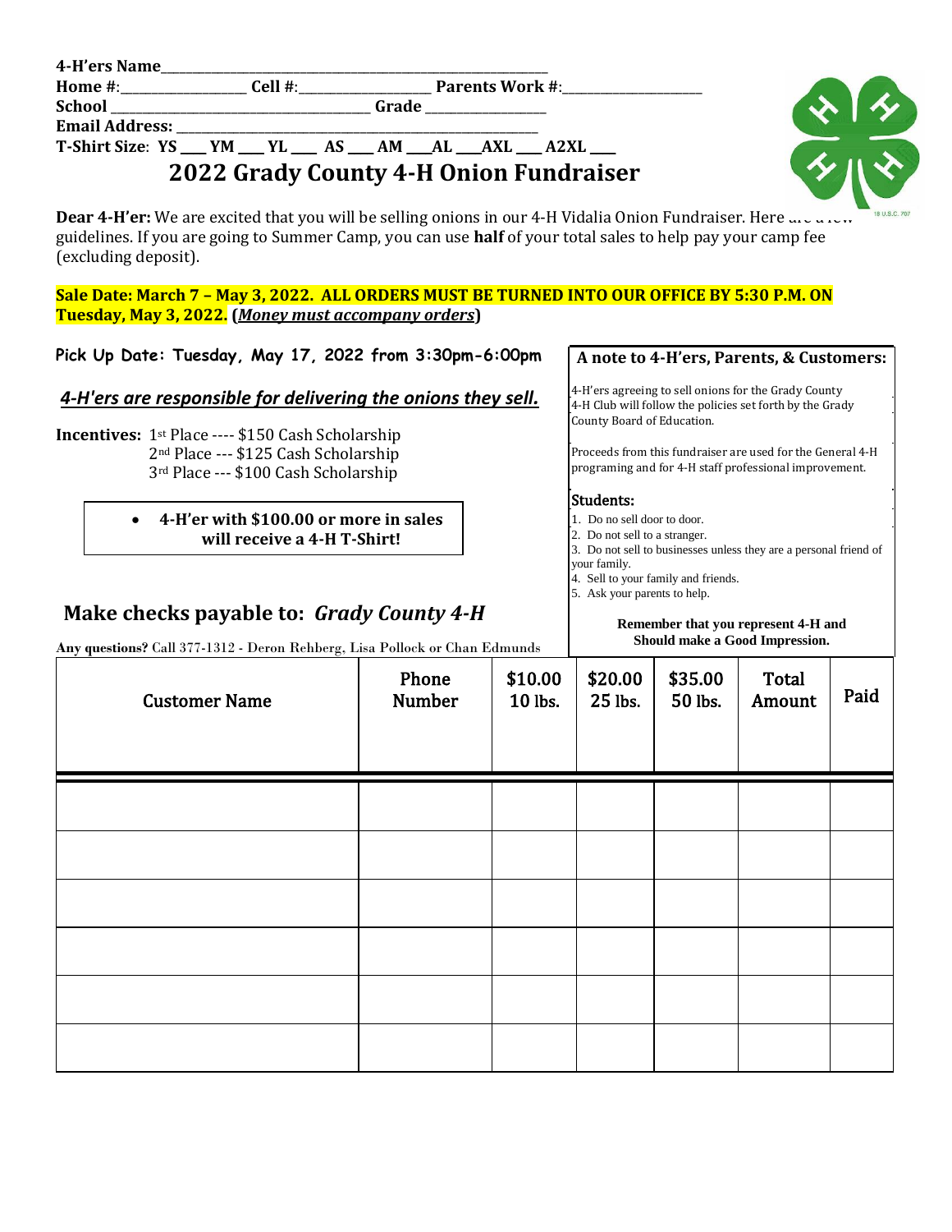**4-H'ers Name**\_\_\_\_\_\_\_\_\_\_\_\_\_\_\_\_\_\_\_\_\_\_\_\_\_\_\_\_\_\_\_\_\_\_\_\_\_\_\_\_\_\_\_\_\_\_\_\_

**Home #**:\_\_\_\_\_\_\_\_\_\_\_\_\_\_\_\_ **Cell #**:\_\_\_\_\_\_\_\_\_\_\_\_\_\_\_\_ **Parents Work #**:\_\_\_\_\_\_\_\_\_\_\_\_\_\_\_\_

**School** \_\_\_\_\_\_\_\_\_\_\_\_\_\_\_\_\_\_\_\_\_\_\_\_\_\_\_\_\_\_\_\_ **Grade** \_\_\_\_\_\_\_\_\_\_\_\_\_\_\_\_

**Email Address:** \_\_\_\_\_\_\_\_\_\_\_\_\_\_\_\_\_\_\_\_\_\_\_\_\_\_\_\_\_\_\_\_\_\_\_\_\_\_\_\_\_\_\_\_

**T-Shirt Size**: **YS** \_\_\_ **YM** \_\_\_ **YL** \_\_\_ **AS** \_\_\_ **AM** \_\_\_**AL** \_\_\_**AXL** \_\_\_ **A2XL** \_\_\_

# 2022 Grady County 4-H Onion Fundraiser

**Dear 4-H'er:** We are excited that you will be selling onions in our 4-H Vidalia Onion Fundraiser. Here are a few guidelines. If you are going to Summer Camp, you can use **half** of your total sales to help pay your camp fee (excluding deposit).

**Sale Date: March 7 – May 3, 2022. ALL ORDERS MUST BE TURNED INTO OUR OFFICE BY 5:30 P.M. ON Tuesday, May 3, 2022. (*Money must accompany orders*)**

**Pick Up Date: Tuesday, May 17, 2022 from 3:30pm-6:00pm**

***4-H'ers are responsible for delivering the onions they sell.***

**Incentives:** 1st Place ---- $150 Cash Scholarship
2nd Place --- $125 Cash Scholarship
3rd Place --- $100 Cash Scholarship

- **4-H'er with $100.00 or more in sales will receive a 4-H T-Shirt!**

## Make checks payable to: *Grady County 4-H*

**Any questions?** Call 377-1312 - Deron Rehberg, Lisa Pollock or Chan Edmunds

**A note to 4-H'ers, Parents, & Customers:**

4-H'ers agreeing to sell onions for the Grady County 4-H Club will follow the policies set forth by the Grady County Board of Education.

Proceeds from this fundraiser are used for the General 4-H programing and for 4-H staff professional improvement.

**Students:**

1. Do no sell door to door.
2. Do not sell to a stranger.
3. Do not sell to businesses unless they are a personal friend of your family.
4. Sell to your family and friends.
5. Ask your parents to help.

**Remember that you represent 4-H and Should make a Good Impression.**

| Customer Name | Phone Number | $10.00 10 lbs. | $20.00 25 lbs. | $35.00 50 lbs. | Total Amount | Paid |
|---|---|---|---|---|---|---|
| | | | | | | |
| | | | | | | |
| | | | | | | |
| | | | | | | |
| | | | | | | |
| | | | | | | |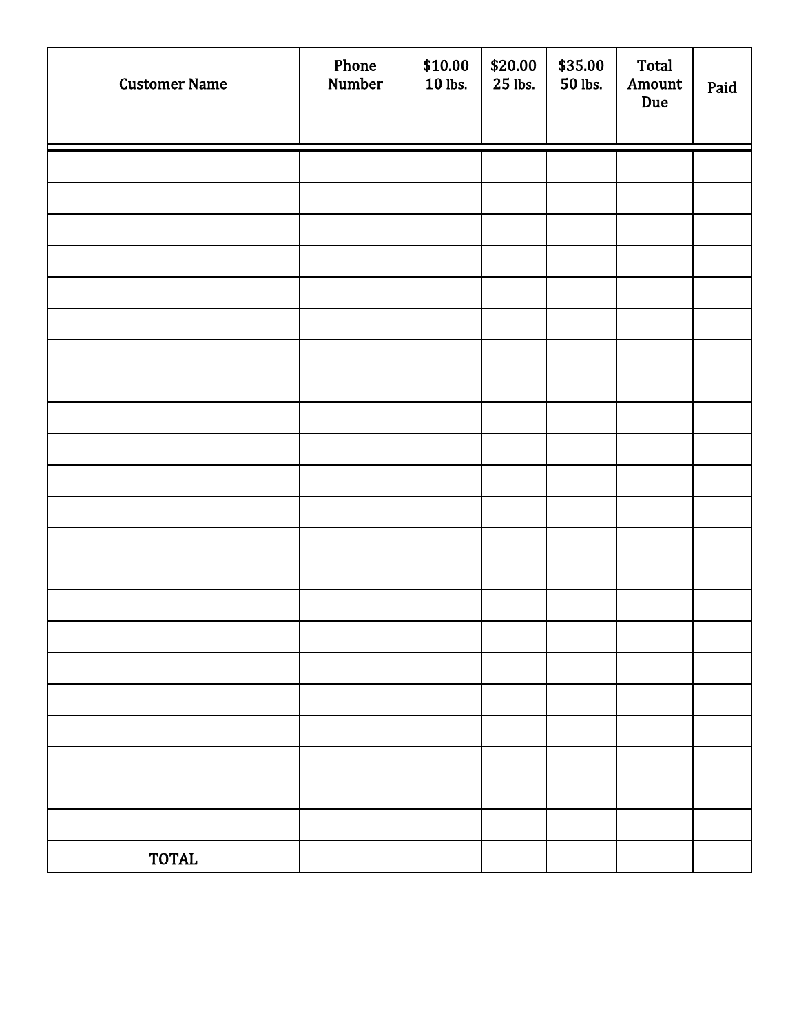| Customer Name | Phone Number | $10.00 10 lbs. | $20.00 25 lbs. | $35.00 50 lbs. | Total Amount Due | Paid |
|---|---|---|---|---|---|---|
| | | | | | | |
| | | | | | | |
| | | | | | | |
| | | | | | | |
| | | | | | | |
| | | | | | | |
| | | | | | | |
| | | | | | | |
| | | | | | | |
| | | | | | | |
| | | | | | | |
| | | | | | | |
| | | | | | | |
| | | | | | | |
| | | | | | | |
| | | | | | | |
| | | | | | | |
| | | | | | | |
| | | | | | | |
| | | | | | | |
| | | | | | | |
| | | | | | | |
| TOTAL | | | | | | |